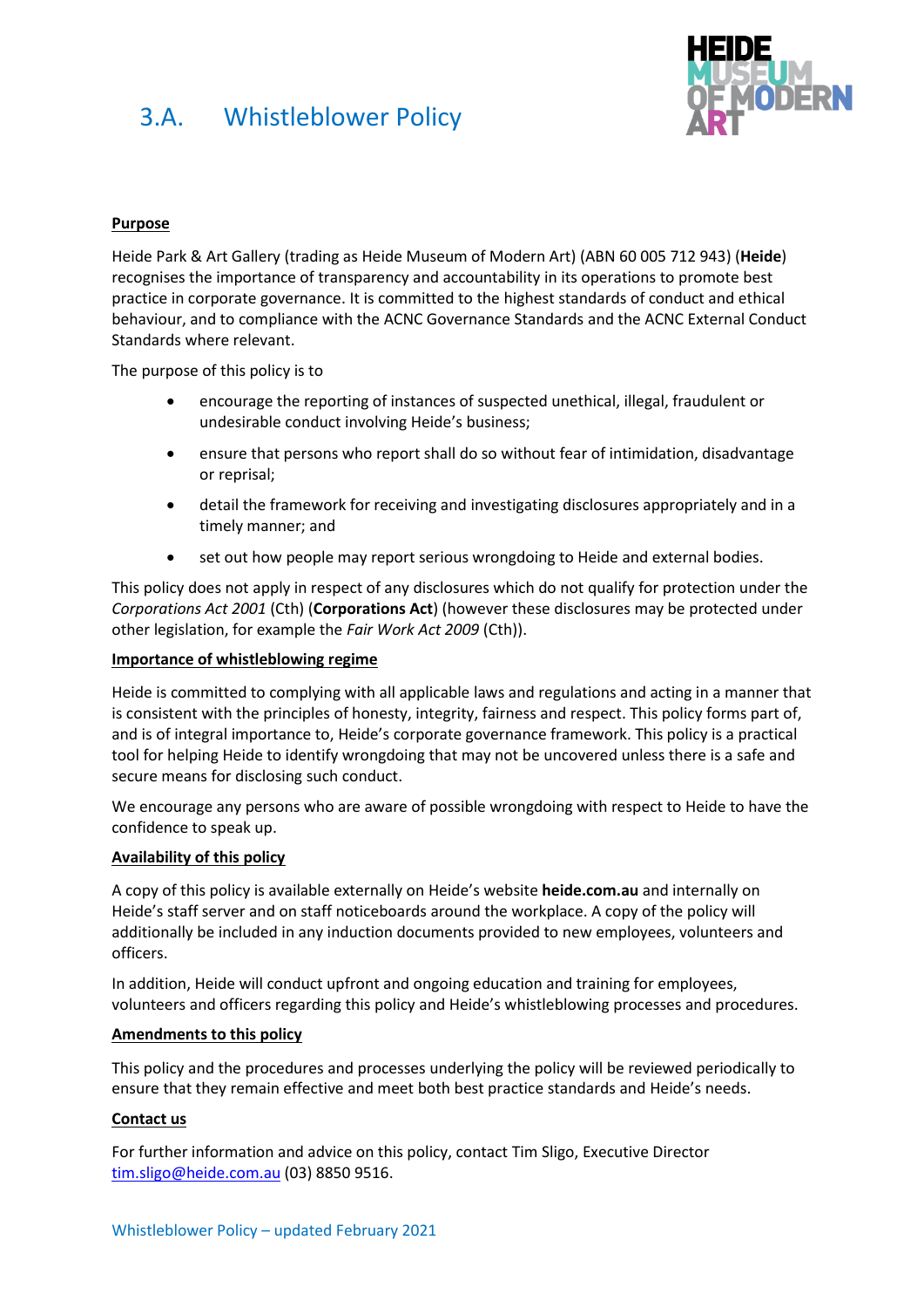# 3.A. Whistleblower Policy

HEIDE MUSEUM OF MODERN ART

**Purpose**

Heide Park & Art Gallery (trading as Heide Museum of Modern Art) (ABN 60 005 712 943) (**Heide**) recognises the importance of transparency and accountability in its operations to promote best practice in corporate governance. It is committed to the highest standards of conduct and ethical behaviour, and to compliance with the ACNC Governance Standards and the ACNC External Conduct Standards where relevant.

The purpose of this policy is to

- encourage the reporting of instances of suspected unethical, illegal, fraudulent or undesirable conduct involving Heide's business;
- ensure that persons who report shall do so without fear of intimidation, disadvantage or reprisal;
- detail the framework for receiving and investigating disclosures appropriately and in a timely manner; and
- set out how people may report serious wrongdoing to Heide and external bodies.

This policy does not apply in respect of any disclosures which do not qualify for protection under the *Corporations Act 2001* (Cth) (**Corporations Act**) (however these disclosures may be protected under other legislation, for example the *Fair Work Act 2009* (Cth)).

**Importance of whistleblowing regime**

Heide is committed to complying with all applicable laws and regulations and acting in a manner that is consistent with the principles of honesty, integrity, fairness and respect. This policy forms part of, and is of integral importance to, Heide's corporate governance framework. This policy is a practical tool for helping Heide to identify wrongdoing that may not be uncovered unless there is a safe and secure means for disclosing such conduct.

We encourage any persons who are aware of possible wrongdoing with respect to Heide to have the confidence to speak up.

**Availability of this policy**

A copy of this policy is available externally on Heide's website **heide.com.au** and internally on Heide's staff server and on staff noticeboards around the workplace. A copy of the policy will additionally be included in any induction documents provided to new employees, volunteers and officers.

In addition, Heide will conduct upfront and ongoing education and training for employees, volunteers and officers regarding this policy and Heide's whistleblowing processes and procedures.

**Amendments to this policy**

This policy and the procedures and processes underlying the policy will be reviewed periodically to ensure that they remain effective and meet both best practice standards and Heide's needs.

**Contact us**

For further information and advice on this policy, contact Tim Sligo, Executive Director tim.sligo@heide.com.au (03) 8850 9516.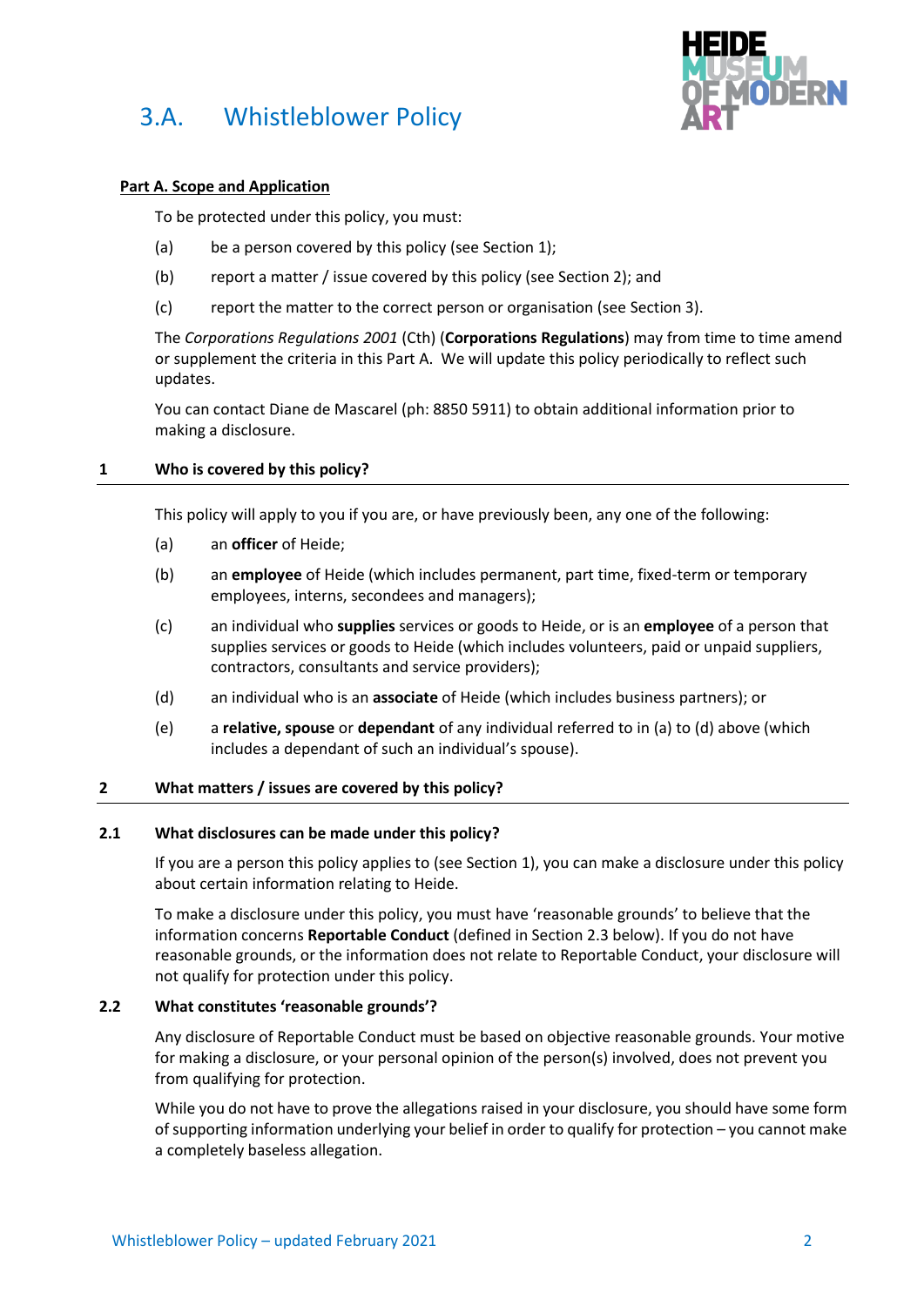# 3.A. Whistleblower Policy

## Part A. Scope and Application

To be protected under this policy, you must:

(a) be a person covered by this policy (see Section 1);

(b) report a matter / issue covered by this policy (see Section 2); and

(c) report the matter to the correct person or organisation (see Section 3).

The *Corporations Regulations 2001* (Cth) (**Corporations Regulations**) may from time to time amend or supplement the criteria in this Part A. We will update this policy periodically to reflect such updates.

You can contact Diane de Mascarel (ph: 8850 5911) to obtain additional information prior to making a disclosure.

### 1 Who is covered by this policy?

This policy will apply to you if you are, or have previously been, any one of the following:

(a) an **officer** of Heide;

(b) an **employee** of Heide (which includes permanent, part time, fixed-term or temporary employees, interns, secondees and managers);

(c) an individual who **supplies** services or goods to Heide, or is an **employee** of a person that supplies services or goods to Heide (which includes volunteers, paid or unpaid suppliers, contractors, consultants and service providers);

(d) an individual who is an **associate** of Heide (which includes business partners); or

(e) a **relative, spouse** or **dependant** of any individual referred to in (a) to (d) above (which includes a dependant of such an individual's spouse).

### 2 What matters / issues are covered by this policy?

#### 2.1 What disclosures can be made under this policy?

If you are a person this policy applies to (see Section 1), you can make a disclosure under this policy about certain information relating to Heide.

To make a disclosure under this policy, you must have 'reasonable grounds' to believe that the information concerns **Reportable Conduct** (defined in Section 2.3 below). If you do not have reasonable grounds, or the information does not relate to Reportable Conduct, your disclosure will not qualify for protection under this policy.

#### 2.2 What constitutes 'reasonable grounds'?

Any disclosure of Reportable Conduct must be based on objective reasonable grounds. Your motive for making a disclosure, or your personal opinion of the person(s) involved, does not prevent you from qualifying for protection.

While you do not have to prove the allegations raised in your disclosure, you should have some form of supporting information underlying your belief in order to qualify for protection – you cannot make a completely baseless allegation.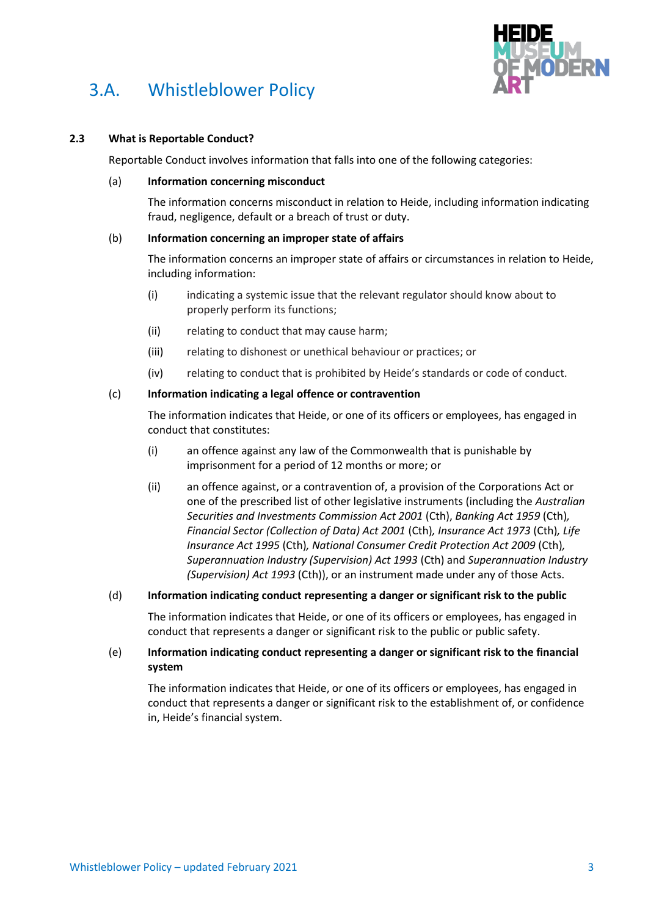# 3.A. Whistleblower Policy

### 2.3 What is Reportable Conduct?

Reportable Conduct involves information that falls into one of the following categories:

(a) **Information concerning misconduct**

The information concerns misconduct in relation to Heide, including information indicating fraud, negligence, default or a breach of trust or duty.

(b) **Information concerning an improper state of affairs**

The information concerns an improper state of affairs or circumstances in relation to Heide, including information:

(i) indicating a systemic issue that the relevant regulator should know about to properly perform its functions;

(ii) relating to conduct that may cause harm;

(iii) relating to dishonest or unethical behaviour or practices; or

(iv) relating to conduct that is prohibited by Heide's standards or code of conduct.

(c) **Information indicating a legal offence or contravention**

The information indicates that Heide, or one of its officers or employees, has engaged in conduct that constitutes:

(i) an offence against any law of the Commonwealth that is punishable by imprisonment for a period of 12 months or more; or

(ii) an offence against, or a contravention of, a provision of the Corporations Act or one of the prescribed list of other legislative instruments (including the *Australian Securities and Investments Commission Act 2001* (Cth), *Banking Act 1959* (Cth), *Financial Sector (Collection of Data) Act 2001* (Cth), *Insurance Act 1973* (Cth), *Life Insurance Act 1995* (Cth), *National Consumer Credit Protection Act 2009* (Cth), *Superannuation Industry (Supervision) Act 1993* (Cth) and *Superannuation Industry (Supervision) Act 1993* (Cth)), or an instrument made under any of those Acts.

(d) **Information indicating conduct representing a danger or significant risk to the public**

The information indicates that Heide, or one of its officers or employees, has engaged in conduct that represents a danger or significant risk to the public or public safety.

(e) **Information indicating conduct representing a danger or significant risk to the financial system**

The information indicates that Heide, or one of its officers or employees, has engaged in conduct that represents a danger or significant risk to the establishment of, or confidence in, Heide's financial system.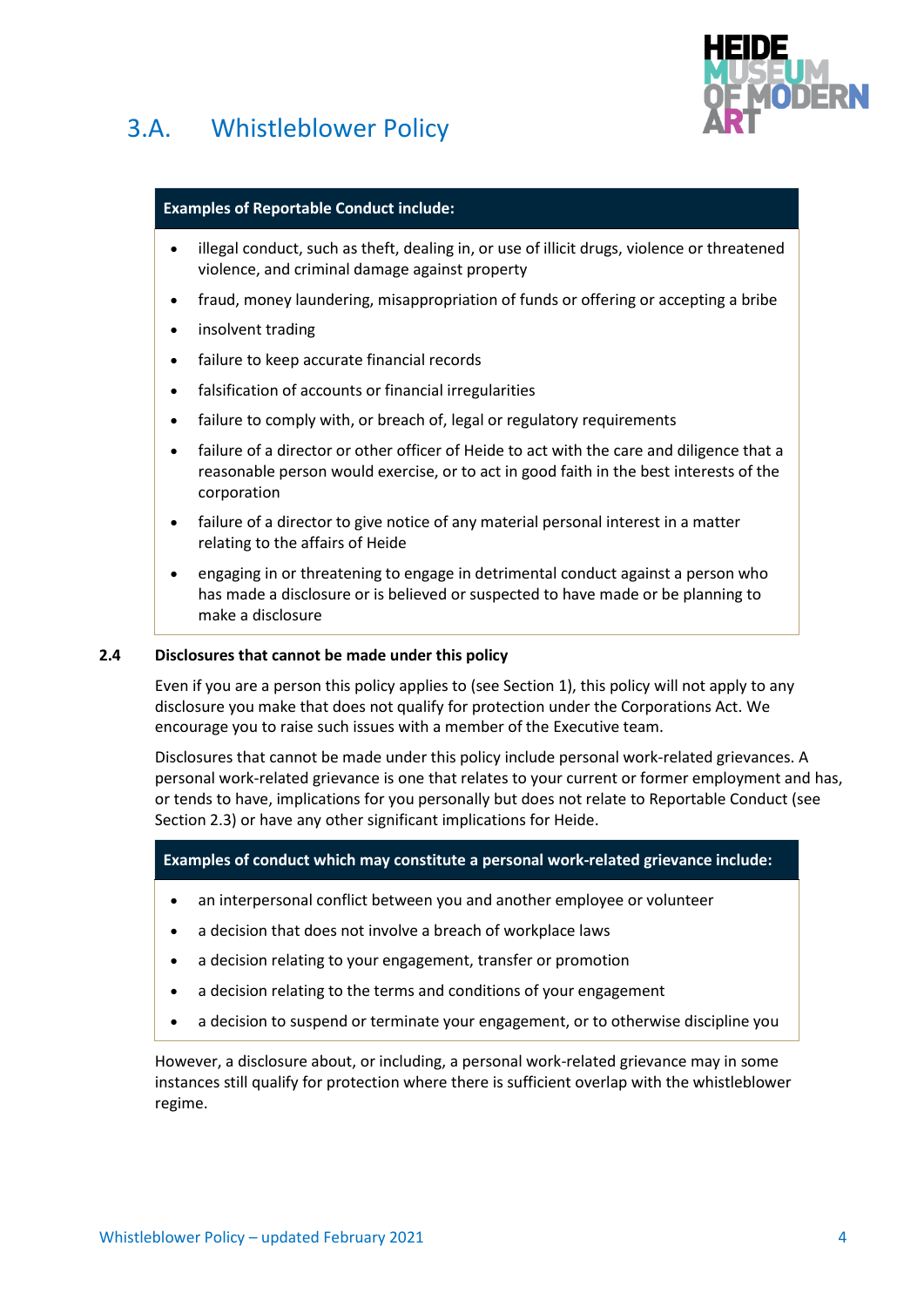# 3.A. Whistleblower Policy

| Examples of Reportable Conduct include: |
| --- |
| • illegal conduct, such as theft, dealing in, or use of illicit drugs, violence or threatened violence, and criminal damage against property<br>• fraud, money laundering, misappropriation of funds or offering or accepting a bribe<br>• insolvent trading<br>• failure to keep accurate financial records<br>• falsification of accounts or financial irregularities<br>• failure to comply with, or breach of, legal or regulatory requirements<br>• failure of a director or other officer of Heide to act with the care and diligence that a reasonable person would exercise, or to act in good faith in the best interests of the corporation<br>• failure of a director to give notice of any material personal interest in a matter relating to the affairs of Heide<br>• engaging in or threatening to engage in detrimental conduct against a person who has made a disclosure or is believed or suspected to have made or be planning to make a disclosure |

### 2.4 Disclosures that cannot be made under this policy

Even if you are a person this policy applies to (see Section 1), this policy will not apply to any disclosure you make that does not qualify for protection under the Corporations Act. We encourage you to raise such issues with a member of the Executive team.

Disclosures that cannot be made under this policy include personal work-related grievances. A personal work-related grievance is one that relates to your current or former employment and has, or tends to have, implications for you personally but does not relate to Reportable Conduct (see Section 2.3) or have any other significant implications for Heide.

| Examples of conduct which may constitute a personal work-related grievance include: |
| --- |
| • an interpersonal conflict between you and another employee or volunteer<br>• a decision that does not involve a breach of workplace laws<br>• a decision relating to your engagement, transfer or promotion<br>• a decision relating to the terms and conditions of your engagement<br>• a decision to suspend or terminate your engagement, or to otherwise discipline you |

However, a disclosure about, or including, a personal work-related grievance may in some instances still qualify for protection where there is sufficient overlap with the whistleblower regime.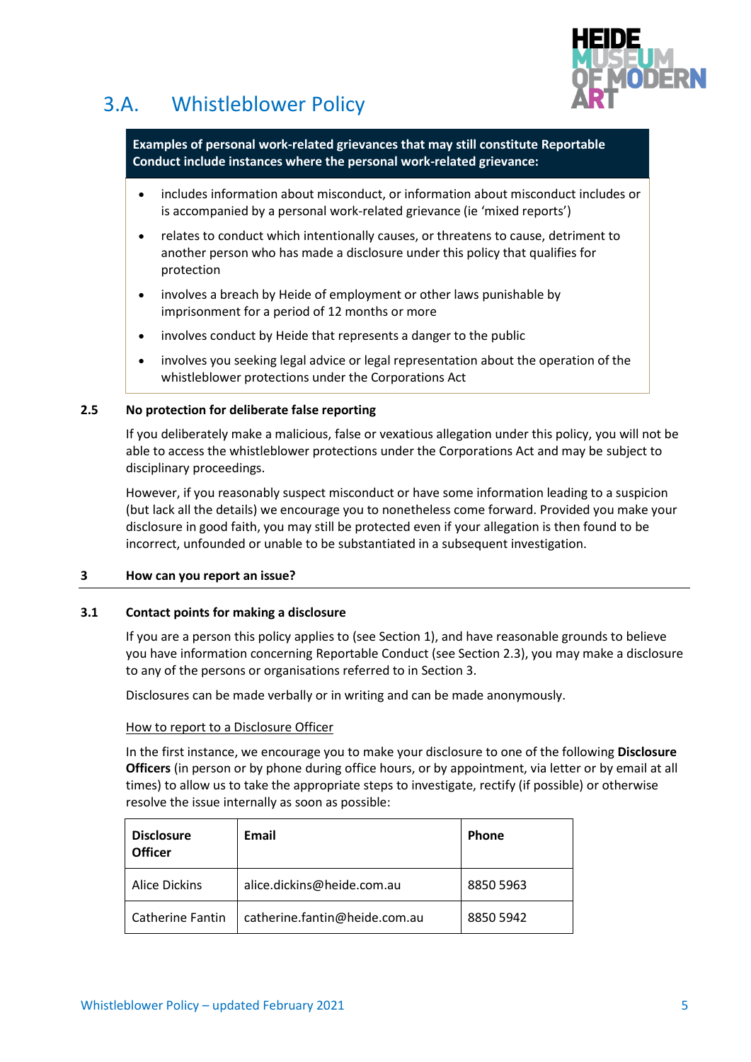# 3.A. Whistleblower Policy

**Examples of personal work-related grievances that may still constitute Reportable Conduct include instances where the personal work-related grievance:**

- includes information about misconduct, or information about misconduct includes or is accompanied by a personal work-related grievance (ie 'mixed reports')
- relates to conduct which intentionally causes, or threatens to cause, detriment to another person who has made a disclosure under this policy that qualifies for protection
- involves a breach by Heide of employment or other laws punishable by imprisonment for a period of 12 months or more
- involves conduct by Heide that represents a danger to the public
- involves you seeking legal advice or legal representation about the operation of the whistleblower protections under the Corporations Act

### 2.5 No protection for deliberate false reporting

If you deliberately make a malicious, false or vexatious allegation under this policy, you will not be able to access the whistleblower protections under the Corporations Act and may be subject to disciplinary proceedings.

However, if you reasonably suspect misconduct or have some information leading to a suspicion (but lack all the details) we encourage you to nonetheless come forward. Provided you make your disclosure in good faith, you may still be protected even if your allegation is then found to be incorrect, unfounded or unable to be substantiated in a subsequent investigation.

## 3 How can you report an issue?

### 3.1 Contact points for making a disclosure

If you are a person this policy applies to (see Section 1), and have reasonable grounds to believe you have information concerning Reportable Conduct (see Section 2.3), you may make a disclosure to any of the persons or organisations referred to in Section 3.

Disclosures can be made verbally or in writing and can be made anonymously.

How to report to a Disclosure Officer

In the first instance, we encourage you to make your disclosure to one of the following **Disclosure Officers** (in person or by phone during office hours, or by appointment, via letter or by email at all times) to allow us to take the appropriate steps to investigate, rectify (if possible) or otherwise resolve the issue internally as soon as possible:

| Disclosure Officer | Email | Phone |
|---|---|---|
| Alice Dickins | alice.dickins@heide.com.au | 8850 5963 |
| Catherine Fantin | catherine.fantin@heide.com.au | 8850 5942 |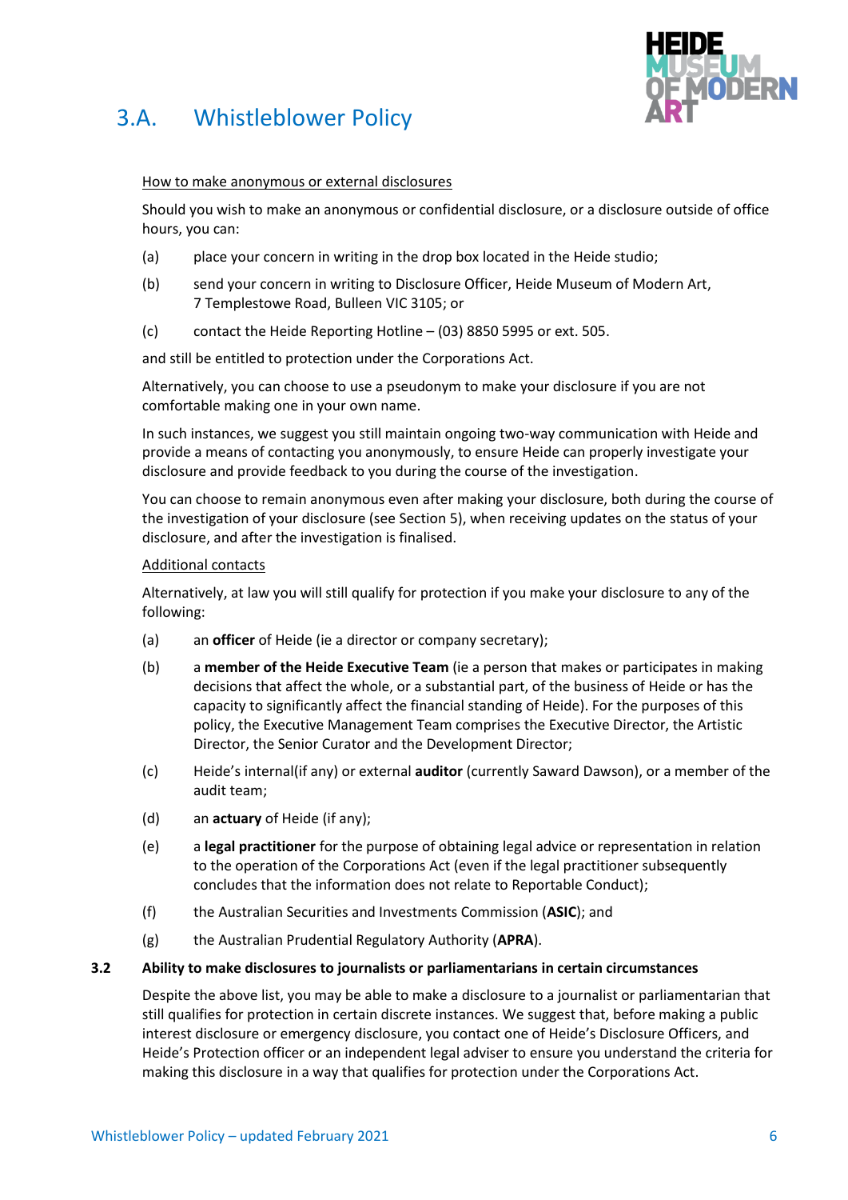How to make anonymous or external disclosures

Should you wish to make an anonymous or confidential disclosure, or a disclosure outside of office hours, you can:

(a) place your concern in writing in the drop box located in the Heide studio;

(b) send your concern in writing to Disclosure Officer, Heide Museum of Modern Art, 7 Templestowe Road, Bulleen VIC 3105; or

(c) contact the Heide Reporting Hotline – (03) 8850 5995 or ext. 505.

and still be entitled to protection under the Corporations Act.

Alternatively, you can choose to use a pseudonym to make your disclosure if you are not comfortable making one in your own name.

In such instances, we suggest you still maintain ongoing two-way communication with Heide and provide a means of contacting you anonymously, to ensure Heide can properly investigate your disclosure and provide feedback to you during the course of the investigation.

You can choose to remain anonymous even after making your disclosure, both during the course of the investigation of your disclosure (see Section 5), when receiving updates on the status of your disclosure, and after the investigation is finalised.

Additional contacts

Alternatively, at law you will still qualify for protection if you make your disclosure to any of the following:

(a) an **officer** of Heide (ie a director or company secretary);

(b) a **member of the Heide Executive Team** (ie a person that makes or participates in making decisions that affect the whole, or a substantial part, of the business of Heide or has the capacity to significantly affect the financial standing of Heide). For the purposes of this policy, the Executive Management Team comprises the Executive Director, the Artistic Director, the Senior Curator and the Development Director;

(c) Heide's internal(if any) or external **auditor** (currently Saward Dawson), or a member of the audit team;

(d) an **actuary** of Heide (if any);

(e) a **legal practitioner** for the purpose of obtaining legal advice or representation in relation to the operation of the Corporations Act (even if the legal practitioner subsequently concludes that the information does not relate to Reportable Conduct);

(f) the Australian Securities and Investments Commission (**ASIC**); and

(g) the Australian Prudential Regulatory Authority (**APRA**).

### 3.2 Ability to make disclosures to journalists or parliamentarians in certain circumstances

Despite the above list, you may be able to make a disclosure to a journalist or parliamentarian that still qualifies for protection in certain discrete instances. We suggest that, before making a public interest disclosure or emergency disclosure, you contact one of Heide's Disclosure Officers, and Heide's Protection officer or an independent legal adviser to ensure you understand the criteria for making this disclosure in a way that qualifies for protection under the Corporations Act.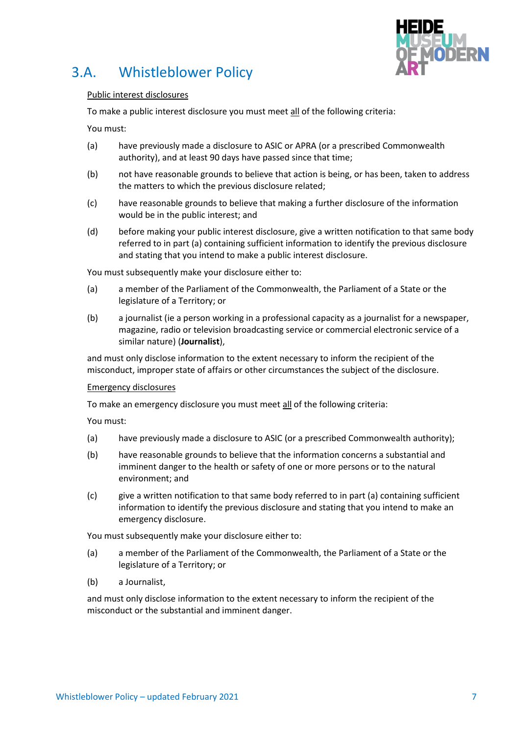## 3.A. Whistleblower Policy

Public interest disclosures

To make a public interest disclosure you must meet all of the following criteria:

You must:

(a) have previously made a disclosure to ASIC or APRA (or a prescribed Commonwealth authority), and at least 90 days have passed since that time;

(b) not have reasonable grounds to believe that action is being, or has been, taken to address the matters to which the previous disclosure related;

(c) have reasonable grounds to believe that making a further disclosure of the information would be in the public interest; and

(d) before making your public interest disclosure, give a written notification to that same body referred to in part (a) containing sufficient information to identify the previous disclosure and stating that you intend to make a public interest disclosure.

You must subsequently make your disclosure either to:

(a) a member of the Parliament of the Commonwealth, the Parliament of a State or the legislature of a Territory; or

(b) a journalist (ie a person working in a professional capacity as a journalist for a newspaper, magazine, radio or television broadcasting service or commercial electronic service of a similar nature) (**Journalist**),

and must only disclose information to the extent necessary to inform the recipient of the misconduct, improper state of affairs or other circumstances the subject of the disclosure.

Emergency disclosures

To make an emergency disclosure you must meet all of the following criteria:

You must:

(a) have previously made a disclosure to ASIC (or a prescribed Commonwealth authority);

(b) have reasonable grounds to believe that the information concerns a substantial and imminent danger to the health or safety of one or more persons or to the natural environment; and

(c) give a written notification to that same body referred to in part (a) containing sufficient information to identify the previous disclosure and stating that you intend to make an emergency disclosure.

You must subsequently make your disclosure either to:

(a) a member of the Parliament of the Commonwealth, the Parliament of a State or the legislature of a Territory; or

(b) a Journalist,

and must only disclose information to the extent necessary to inform the recipient of the misconduct or the substantial and imminent danger.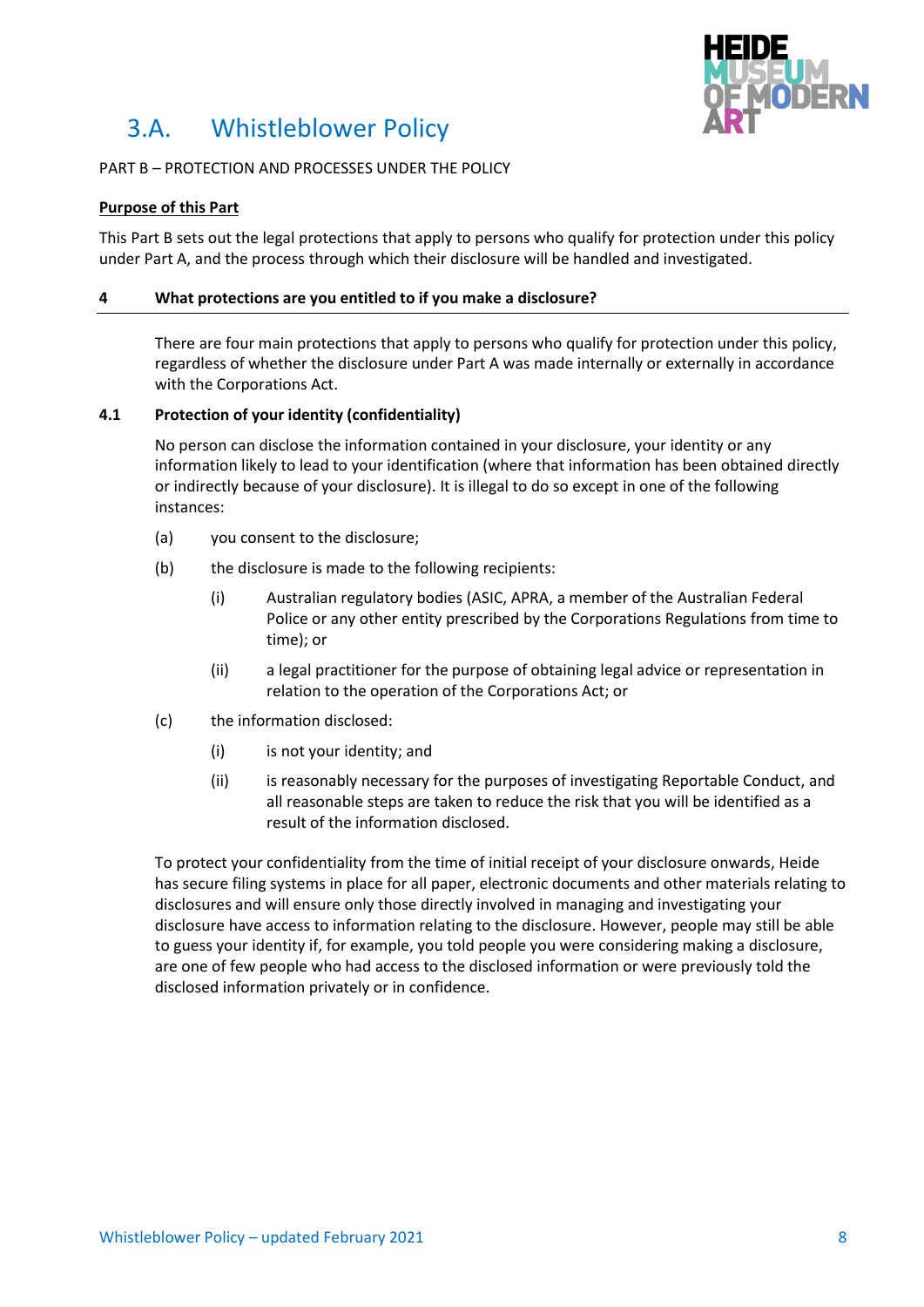# 3.A. Whistleblower Policy

PART B – PROTECTION AND PROCESSES UNDER THE POLICY

**Purpose of this Part**

This Part B sets out the legal protections that apply to persons who qualify for protection under this policy under Part A, and the process through which their disclosure will be handled and investigated.

## 4 What protections are you entitled to if you make a disclosure?

There are four main protections that apply to persons who qualify for protection under this policy, regardless of whether the disclosure under Part A was made internally or externally in accordance with the Corporations Act.

### 4.1 Protection of your identity (confidentiality)

No person can disclose the information contained in your disclosure, your identity or any information likely to lead to your identification (where that information has been obtained directly or indirectly because of your disclosure). It is illegal to do so except in one of the following instances:

(a) you consent to the disclosure;

(b) the disclosure is made to the following recipients:

  (i) Australian regulatory bodies (ASIC, APRA, a member of the Australian Federal Police or any other entity prescribed by the Corporations Regulations from time to time); or

  (ii) a legal practitioner for the purpose of obtaining legal advice or representation in relation to the operation of the Corporations Act; or

(c) the information disclosed:

  (i) is not your identity; and

  (ii) is reasonably necessary for the purposes of investigating Reportable Conduct, and all reasonable steps are taken to reduce the risk that you will be identified as a result of the information disclosed.

To protect your confidentiality from the time of initial receipt of your disclosure onwards, Heide has secure filing systems in place for all paper, electronic documents and other materials relating to disclosures and will ensure only those directly involved in managing and investigating your disclosure have access to information relating to the disclosure. However, people may still be able to guess your identity if, for example, you told people you were considering making a disclosure, are one of few people who had access to the disclosed information or were previously told the disclosed information privately or in confidence.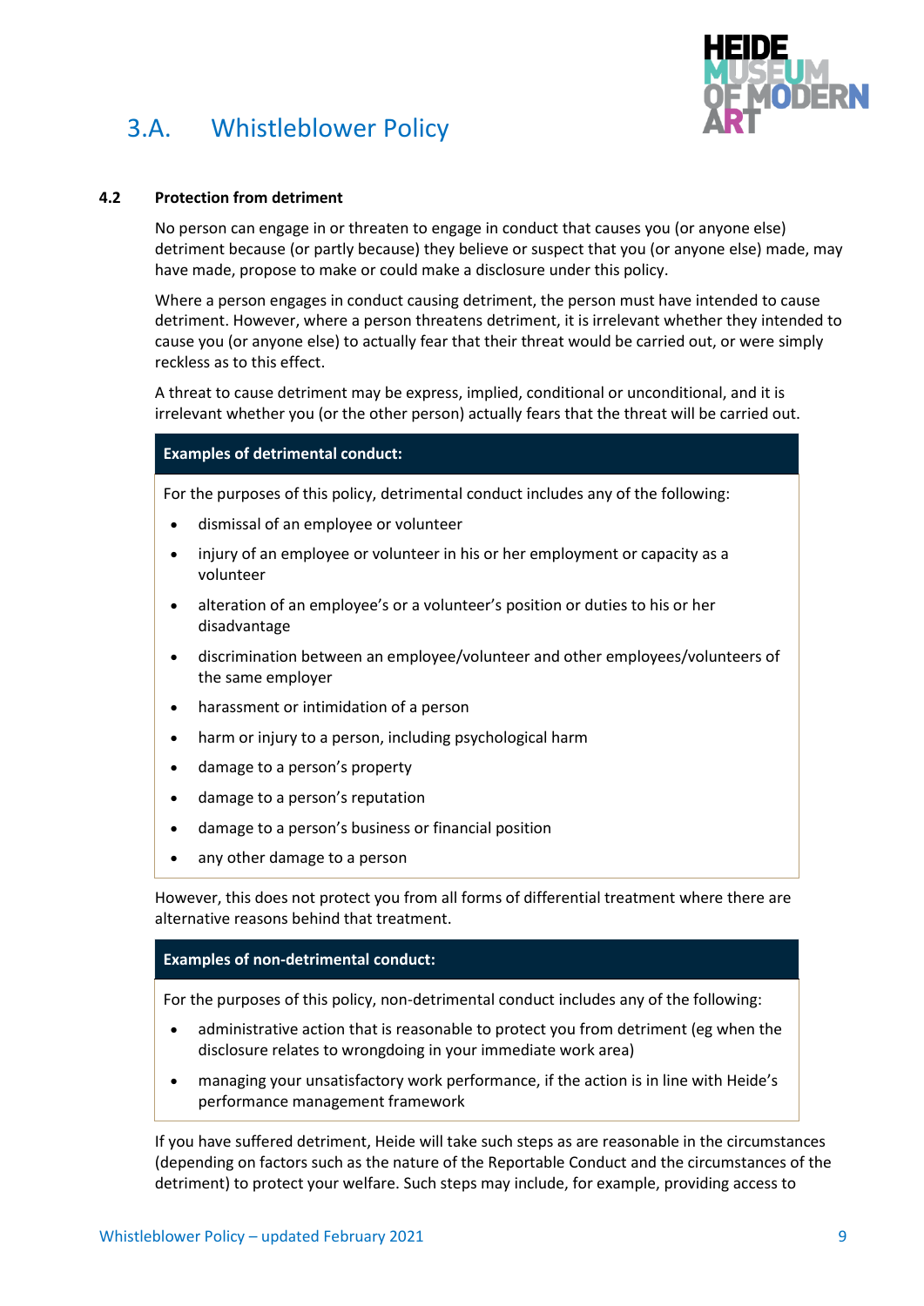# 3.A. Whistleblower Policy

### 4.2 Protection from detriment

No person can engage in or threaten to engage in conduct that causes you (or anyone else) detriment because (or partly because) they believe or suspect that you (or anyone else) made, may have made, propose to make or could make a disclosure under this policy.

Where a person engages in conduct causing detriment, the person must have intended to cause detriment. However, where a person threatens detriment, it is irrelevant whether they intended to cause you (or anyone else) to actually fear that their threat would be carried out, or were simply reckless as to this effect.

A threat to cause detriment may be express, implied, conditional or unconditional, and it is irrelevant whether you (or the other person) actually fears that the threat will be carried out.

**Examples of detrimental conduct:**

For the purposes of this policy, detrimental conduct includes any of the following:

- dismissal of an employee or volunteer
- injury of an employee or volunteer in his or her employment or capacity as a volunteer
- alteration of an employee's or a volunteer's position or duties to his or her disadvantage
- discrimination between an employee/volunteer and other employees/volunteers of the same employer
- harassment or intimidation of a person
- harm or injury to a person, including psychological harm
- damage to a person's property
- damage to a person's reputation
- damage to a person's business or financial position
- any other damage to a person

However, this does not protect you from all forms of differential treatment where there are alternative reasons behind that treatment.

**Examples of non-detrimental conduct:**

For the purposes of this policy, non-detrimental conduct includes any of the following:

- administrative action that is reasonable to protect you from detriment (eg when the disclosure relates to wrongdoing in your immediate work area)
- managing your unsatisfactory work performance, if the action is in line with Heide's performance management framework

If you have suffered detriment, Heide will take such steps as are reasonable in the circumstances (depending on factors such as the nature of the Reportable Conduct and the circumstances of the detriment) to protect your welfare. Such steps may include, for example, providing access to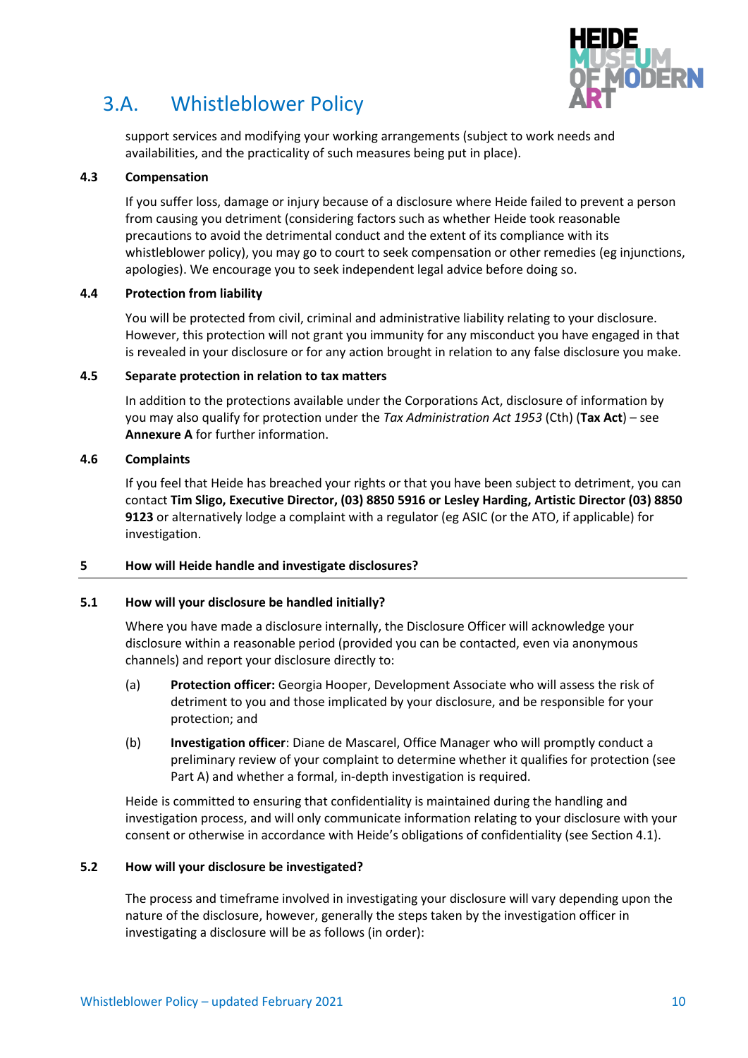support services and modifying your working arrangements (subject to work needs and availabilities, and the practicality of such measures being put in place).

### 4.3 Compensation

If you suffer loss, damage or injury because of a disclosure where Heide failed to prevent a person from causing you detriment (considering factors such as whether Heide took reasonable precautions to avoid the detrimental conduct and the extent of its compliance with its whistleblower policy), you may go to court to seek compensation or other remedies (eg injunctions, apologies). We encourage you to seek independent legal advice before doing so.

### 4.4 Protection from liability

You will be protected from civil, criminal and administrative liability relating to your disclosure. However, this protection will not grant you immunity for any misconduct you have engaged in that is revealed in your disclosure or for any action brought in relation to any false disclosure you make.

### 4.5 Separate protection in relation to tax matters

In addition to the protections available under the Corporations Act, disclosure of information by you may also qualify for protection under the *Tax Administration Act 1953* (Cth) (**Tax Act**) – see **Annexure A** for further information.

### 4.6 Complaints

If you feel that Heide has breached your rights or that you have been subject to detriment, you can contact **Tim Sligo, Executive Director, (03) 8850 5916 or Lesley Harding, Artistic Director (03) 8850 9123** or alternatively lodge a complaint with a regulator (eg ASIC (or the ATO, if applicable) for investigation.

## 5 How will Heide handle and investigate disclosures?

### 5.1 How will your disclosure be handled initially?

Where you have made a disclosure internally, the Disclosure Officer will acknowledge your disclosure within a reasonable period (provided you can be contacted, even via anonymous channels) and report your disclosure directly to:

(a) **Protection officer:** Georgia Hooper, Development Associate who will assess the risk of detriment to you and those implicated by your disclosure, and be responsible for your protection; and

(b) **Investigation officer**: Diane de Mascarel, Office Manager who will promptly conduct a preliminary review of your complaint to determine whether it qualifies for protection (see Part A) and whether a formal, in-depth investigation is required.

Heide is committed to ensuring that confidentiality is maintained during the handling and investigation process, and will only communicate information relating to your disclosure with your consent or otherwise in accordance with Heide's obligations of confidentiality (see Section 4.1).

### 5.2 How will your disclosure be investigated?

The process and timeframe involved in investigating your disclosure will vary depending upon the nature of the disclosure, however, generally the steps taken by the investigation officer in investigating a disclosure will be as follows (in order):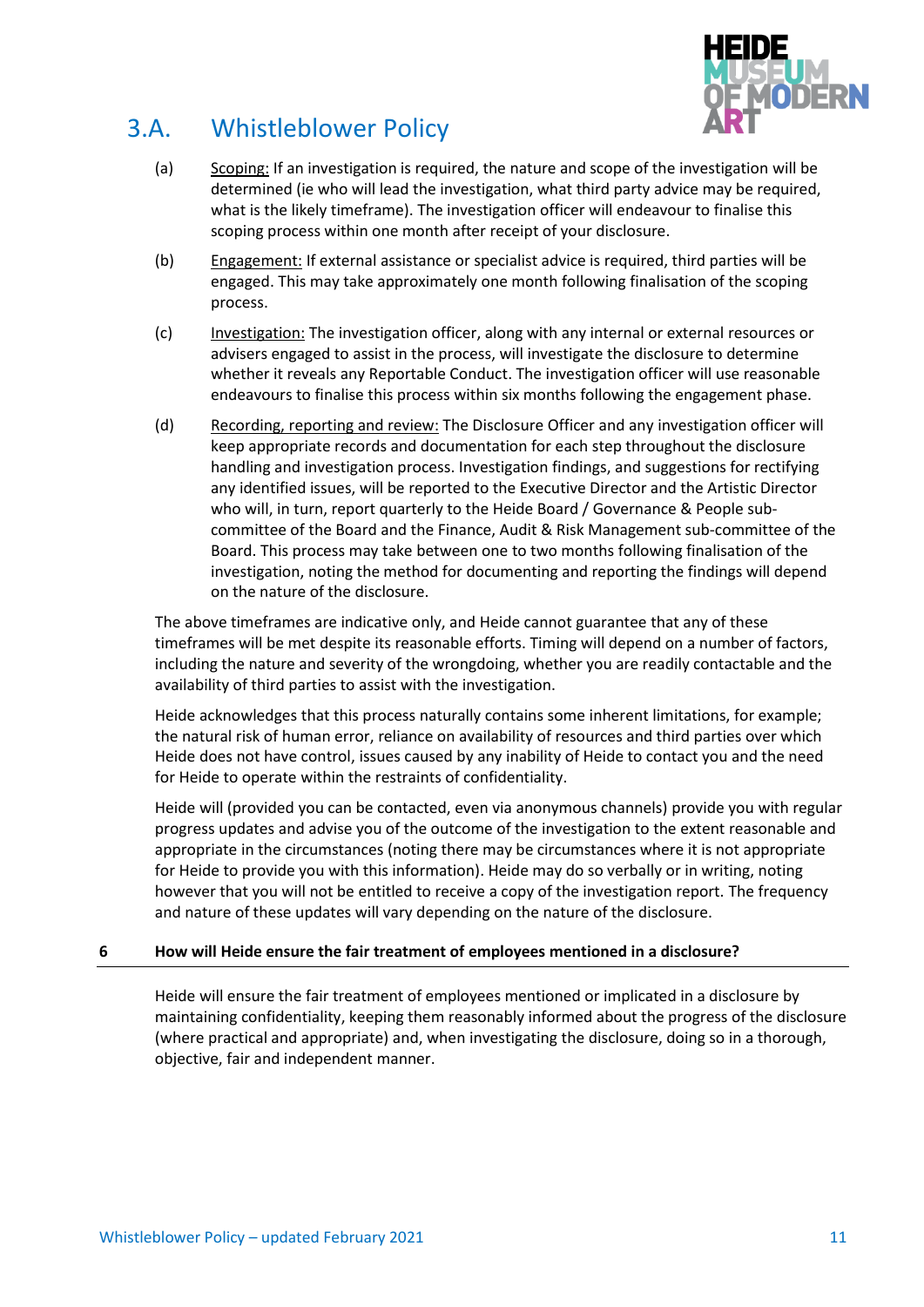## 3.A. Whistleblower Policy

(a) Scoping: If an investigation is required, the nature and scope of the investigation will be determined (ie who will lead the investigation, what third party advice may be required, what is the likely timeframe). The investigation officer will endeavour to finalise this scoping process within one month after receipt of your disclosure.

(b) Engagement: If external assistance or specialist advice is required, third parties will be engaged. This may take approximately one month following finalisation of the scoping process.

(c) Investigation: The investigation officer, along with any internal or external resources or advisers engaged to assist in the process, will investigate the disclosure to determine whether it reveals any Reportable Conduct. The investigation officer will use reasonable endeavours to finalise this process within six months following the engagement phase.

(d) Recording, reporting and review: The Disclosure Officer and any investigation officer will keep appropriate records and documentation for each step throughout the disclosure handling and investigation process. Investigation findings, and suggestions for rectifying any identified issues, will be reported to the Executive Director and the Artistic Director who will, in turn, report quarterly to the Heide Board / Governance & People sub-committee of the Board and the Finance, Audit & Risk Management sub-committee of the Board. This process may take between one to two months following finalisation of the investigation, noting the method for documenting and reporting the findings will depend on the nature of the disclosure.

The above timeframes are indicative only, and Heide cannot guarantee that any of these timeframes will be met despite its reasonable efforts. Timing will depend on a number of factors, including the nature and severity of the wrongdoing, whether you are readily contactable and the availability of third parties to assist with the investigation.

Heide acknowledges that this process naturally contains some inherent limitations, for example; the natural risk of human error, reliance on availability of resources and third parties over which Heide does not have control, issues caused by any inability of Heide to contact you and the need for Heide to operate within the restraints of confidentiality.

Heide will (provided you can be contacted, even via anonymous channels) provide you with regular progress updates and advise you of the outcome of the investigation to the extent reasonable and appropriate in the circumstances (noting there may be circumstances where it is not appropriate for Heide to provide you with this information). Heide may do so verbally or in writing, noting however that you will not be entitled to receive a copy of the investigation report. The frequency and nature of these updates will vary depending on the nature of the disclosure.

### 6 How will Heide ensure the fair treatment of employees mentioned in a disclosure?

Heide will ensure the fair treatment of employees mentioned or implicated in a disclosure by maintaining confidentiality, keeping them reasonably informed about the progress of the disclosure (where practical and appropriate) and, when investigating the disclosure, doing so in a thorough, objective, fair and independent manner.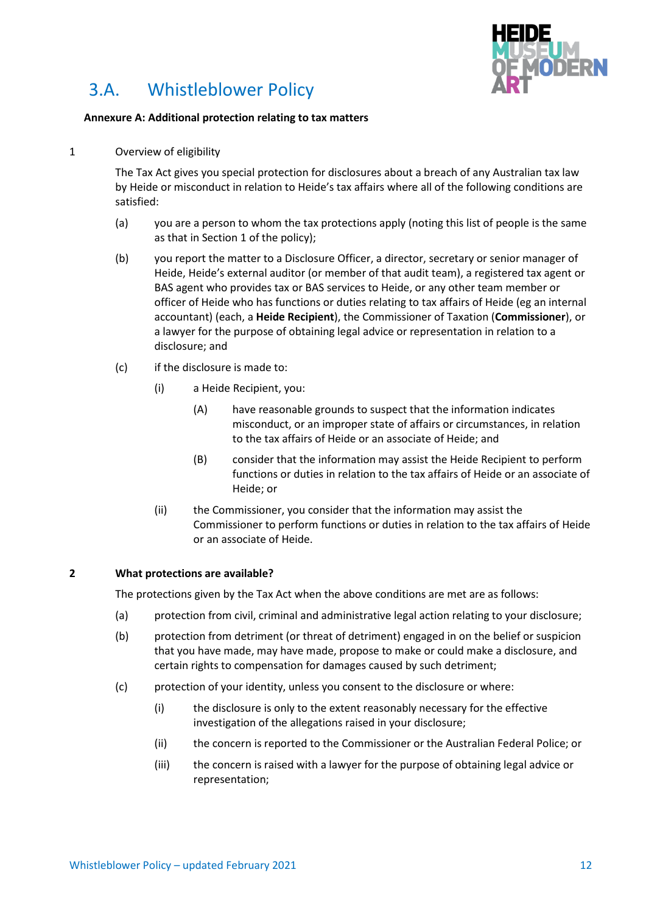# 3.A. Whistleblower Policy

**Annexure A: Additional protection relating to tax matters**

1 Overview of eligibility

The Tax Act gives you special protection for disclosures about a breach of any Australian tax law by Heide or misconduct in relation to Heide's tax affairs where all of the following conditions are satisfied:

(a) you are a person to whom the tax protections apply (noting this list of people is the same as that in Section 1 of the policy);

(b) you report the matter to a Disclosure Officer, a director, secretary or senior manager of Heide, Heide's external auditor (or member of that audit team), a registered tax agent or BAS agent who provides tax or BAS services to Heide, or any other team member or officer of Heide who has functions or duties relating to tax affairs of Heide (eg an internal accountant) (each, a **Heide Recipient**), the Commissioner of Taxation (**Commissioner**), or a lawyer for the purpose of obtaining legal advice or representation in relation to a disclosure; and

(c) if the disclosure is made to:

  (i) a Heide Recipient, you:

    (A) have reasonable grounds to suspect that the information indicates misconduct, or an improper state of affairs or circumstances, in relation to the tax affairs of Heide or an associate of Heide; and

    (B) consider that the information may assist the Heide Recipient to perform functions or duties in relation to the tax affairs of Heide or an associate of Heide; or

  (ii) the Commissioner, you consider that the information may assist the Commissioner to perform functions or duties in relation to the tax affairs of Heide or an associate of Heide.

**2 What protections are available?**

The protections given by the Tax Act when the above conditions are met are as follows:

(a) protection from civil, criminal and administrative legal action relating to your disclosure;

(b) protection from detriment (or threat of detriment) engaged in on the belief or suspicion that you have made, may have made, propose to make or could make a disclosure, and certain rights to compensation for damages caused by such detriment;

(c) protection of your identity, unless you consent to the disclosure or where:

  (i) the disclosure is only to the extent reasonably necessary for the effective investigation of the allegations raised in your disclosure;

  (ii) the concern is reported to the Commissioner or the Australian Federal Police; or

  (iii) the concern is raised with a lawyer for the purpose of obtaining legal advice or representation;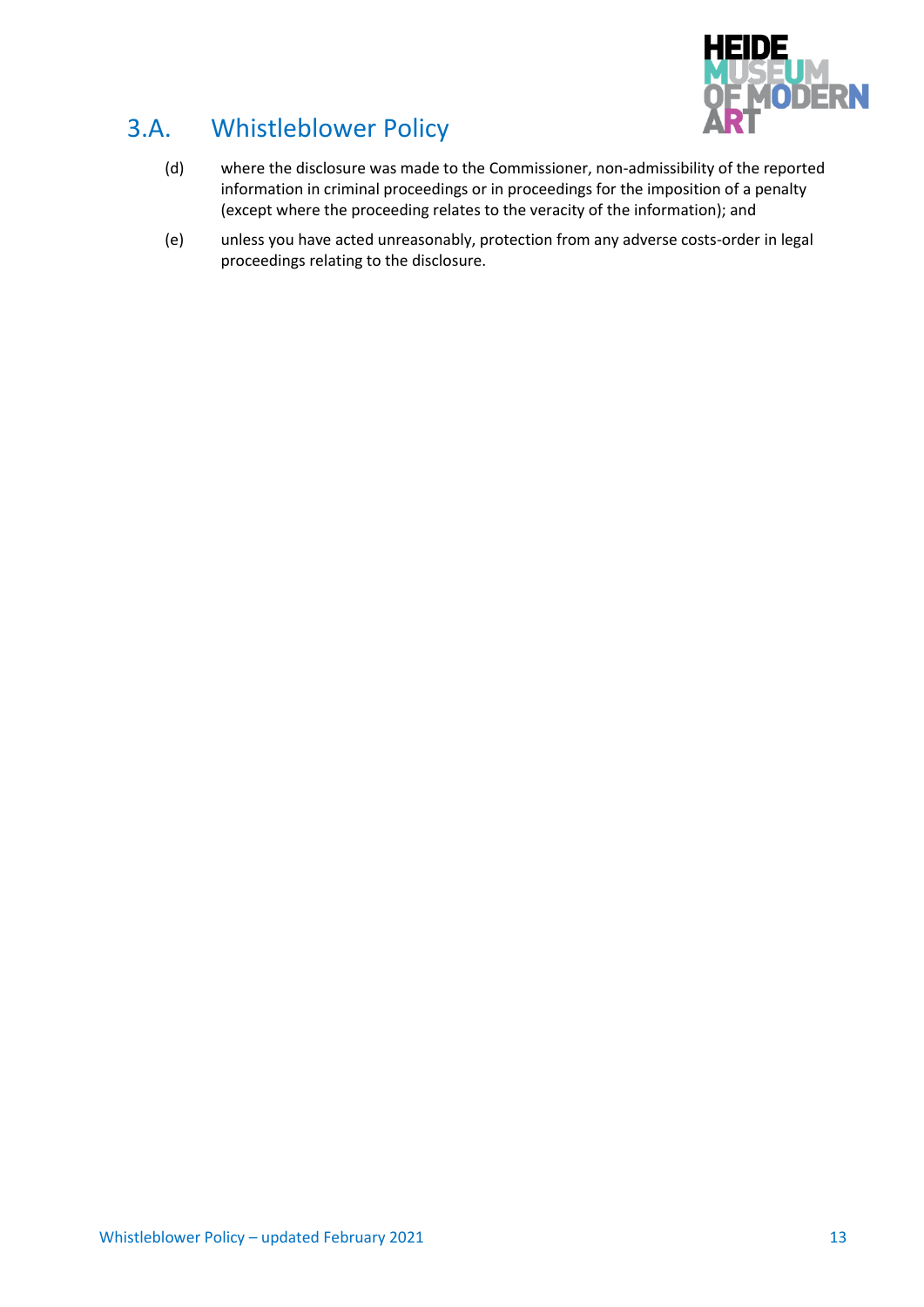(d) where the disclosure was made to the Commissioner, non-admissibility of the reported information in criminal proceedings or in proceedings for the imposition of a penalty (except where the proceeding relates to the veracity of the information); and

(e) unless you have acted unreasonably, protection from any adverse costs-order in legal proceedings relating to the disclosure.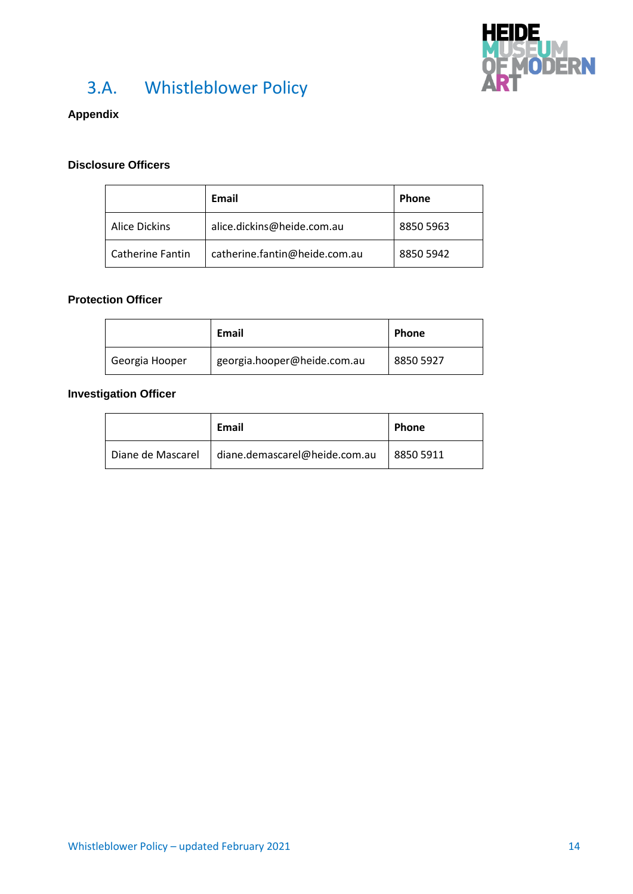# 3.A. Whistleblower Policy

**Appendix**

**Disclosure Officers**

| | Email | Phone |
|---|---|---|
| Alice Dickins | alice.dickins@heide.com.au | 8850 5963 |
| Catherine Fantin | catherine.fantin@heide.com.au | 8850 5942 |

**Protection Officer**

| | Email | Phone |
|---|---|---|
| Georgia Hooper | georgia.hooper@heide.com.au | 8850 5927 |

**Investigation Officer**

| | Email | Phone |
|---|---|---|
| Diane de Mascarel | diane.demascarel@heide.com.au | 8850 5911 |